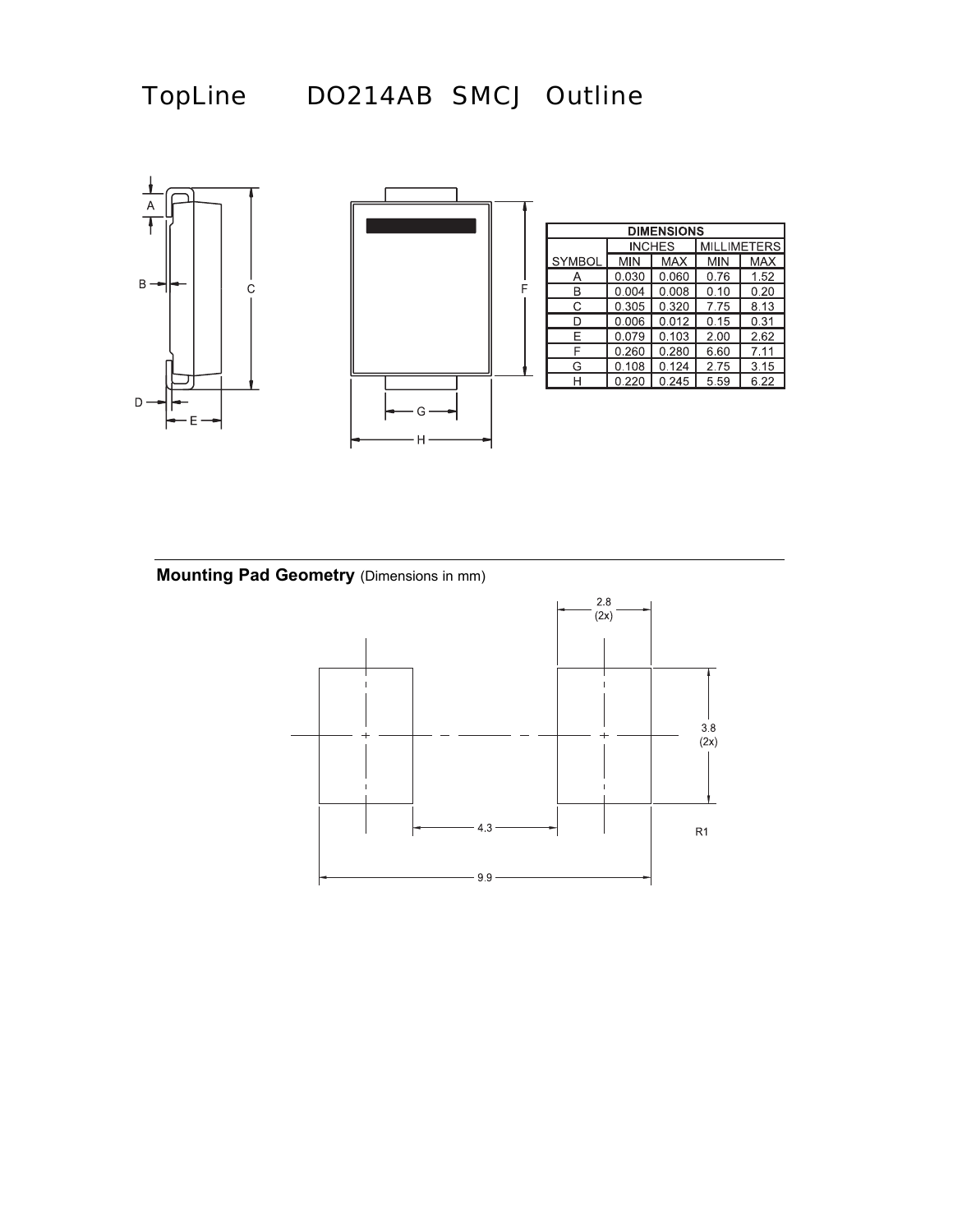# TopLine DO214AB SMCJ Outline

| DIMENSIONS | | | | |
|---|---|---|---|---|
| | INCHES | | MILLIMETERS | |
| SYMBOL | MIN | MAX | MIN | MAX |
| A | 0.030 | 0.060 | 0.76 | 1.52 |
| B | 0.004 | 0.008 | 0.10 | 0.20 |
| C | 0.305 | 0.320 | 7.75 | 8.13 |
| D | 0.006 | 0.012 | 0.15 | 0.31 |
| E | 0.079 | 0.103 | 2.00 | 2.62 |
| F | 0.260 | 0.280 | 6.60 | 7.11 |
| G | 0.108 | 0.124 | 2.75 | 3.15 |
| H | 0.220 | 0.245 | 5.59 | 6.22 |

**Mounting Pad Geometry** (Dimensions in mm)

2.8 (2x)

3.8 (2x)

4.3

9.9

R1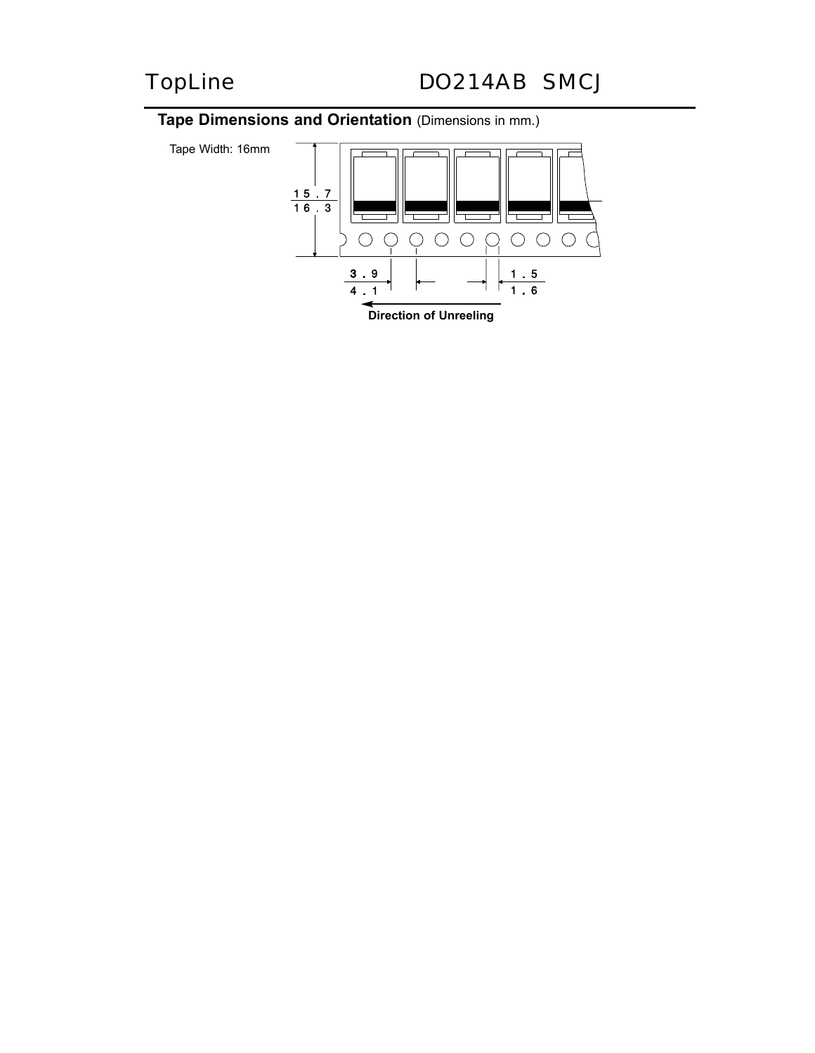## Tape Dimensions and Orientation (Dimensions in mm.)

Tape Width: 16mm

15.7
16.3

3.9
4.1

1.5
1.6

Direction of Unreeling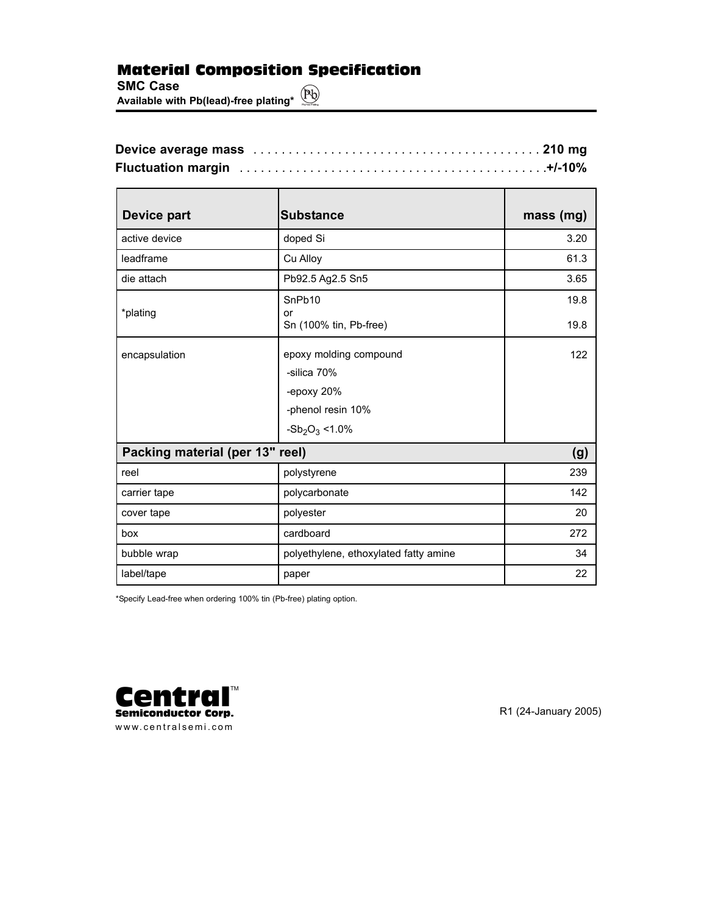# Material Composition Specification

**SMC Case**

**Available with Pb(lead)-free plating***

**Device average mass** ........................................ **210 mg**

**Fluctuation margin** ........................................ **+/-10%**

| Device part | Substance | mass (mg) |
|---|---|---|
| active device | doped Si | 3.20 |
| leadframe | Cu Alloy | 61.3 |
| die attach | Pb92.5 Ag2.5 Sn5 | 3.65 |
| *plating | SnPb10 or Sn (100% tin, Pb-free) | 19.8 / 19.8 |
| encapsulation | epoxy molding compound<br>-silica 70%<br>-epoxy 20%<br>-phenol resin 10%<br>-$Sb_2O_3$ <1.0% | 122 |
| **Packing material (per 13" reel)** | | **(g)** |
| reel | polystyrene | 239 |
| carrier tape | polycarbonate | 142 |
| cover tape | polyester | 20 |
| box | cardboard | 272 |
| bubble wrap | polyethylene, ethoxylated fatty amine | 34 |
| label/tape | paper | 22 |

*Specify Lead-free when ordering 100% tin (Pb-free) plating option.

Central™ Semiconductor Corp.
www.centralsemi.com

R1 (24-January 2005)